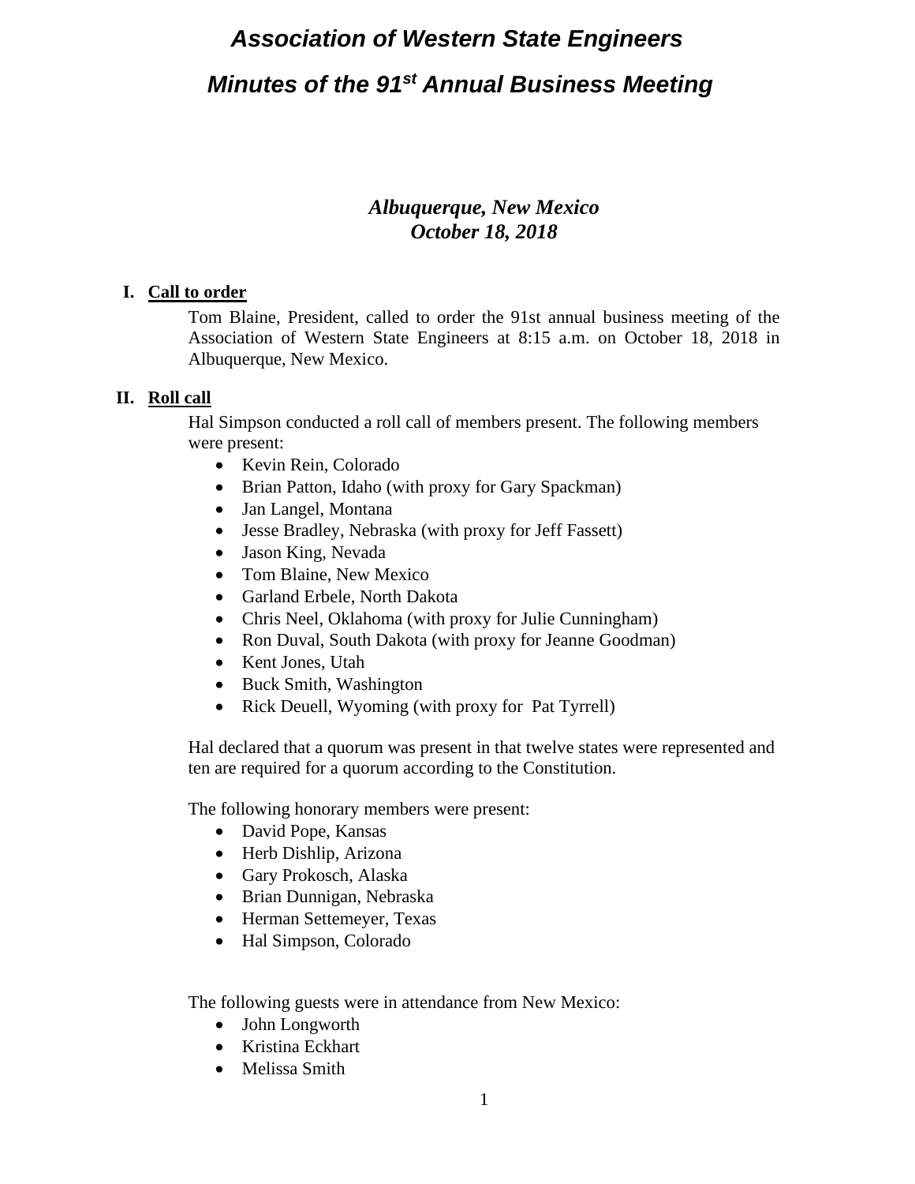# *Association of Western State Engineers*

# *Minutes of the 91st Annual Business Meeting*

***Albuquerque, New Mexico***
***October 18, 2018***

## I. Call to order

Tom Blaine, President, called to order the 91st annual business meeting of the Association of Western State Engineers at 8:15 a.m. on October 18, 2018 in Albuquerque, New Mexico.

## II. Roll call

Hal Simpson conducted a roll call of members present. The following members were present:

- Kevin Rein, Colorado
- Brian Patton, Idaho (with proxy for Gary Spackman)
- Jan Langel, Montana
- Jesse Bradley, Nebraska (with proxy for Jeff Fassett)
- Jason King, Nevada
- Tom Blaine, New Mexico
- Garland Erbele, North Dakota
- Chris Neel, Oklahoma (with proxy for Julie Cunningham)
- Ron Duval, South Dakota (with proxy for Jeanne Goodman)
- Kent Jones, Utah
- Buck Smith, Washington
- Rick Deuell, Wyoming (with proxy for Pat Tyrrell)

Hal declared that a quorum was present in that twelve states were represented and ten are required for a quorum according to the Constitution.

The following honorary members were present:

- David Pope, Kansas
- Herb Dishlip, Arizona
- Gary Prokosch, Alaska
- Brian Dunnigan, Nebraska
- Herman Settemeyer, Texas
- Hal Simpson, Colorado

The following guests were in attendance from New Mexico:

- John Longworth
- Kristina Eckhart
- Melissa Smith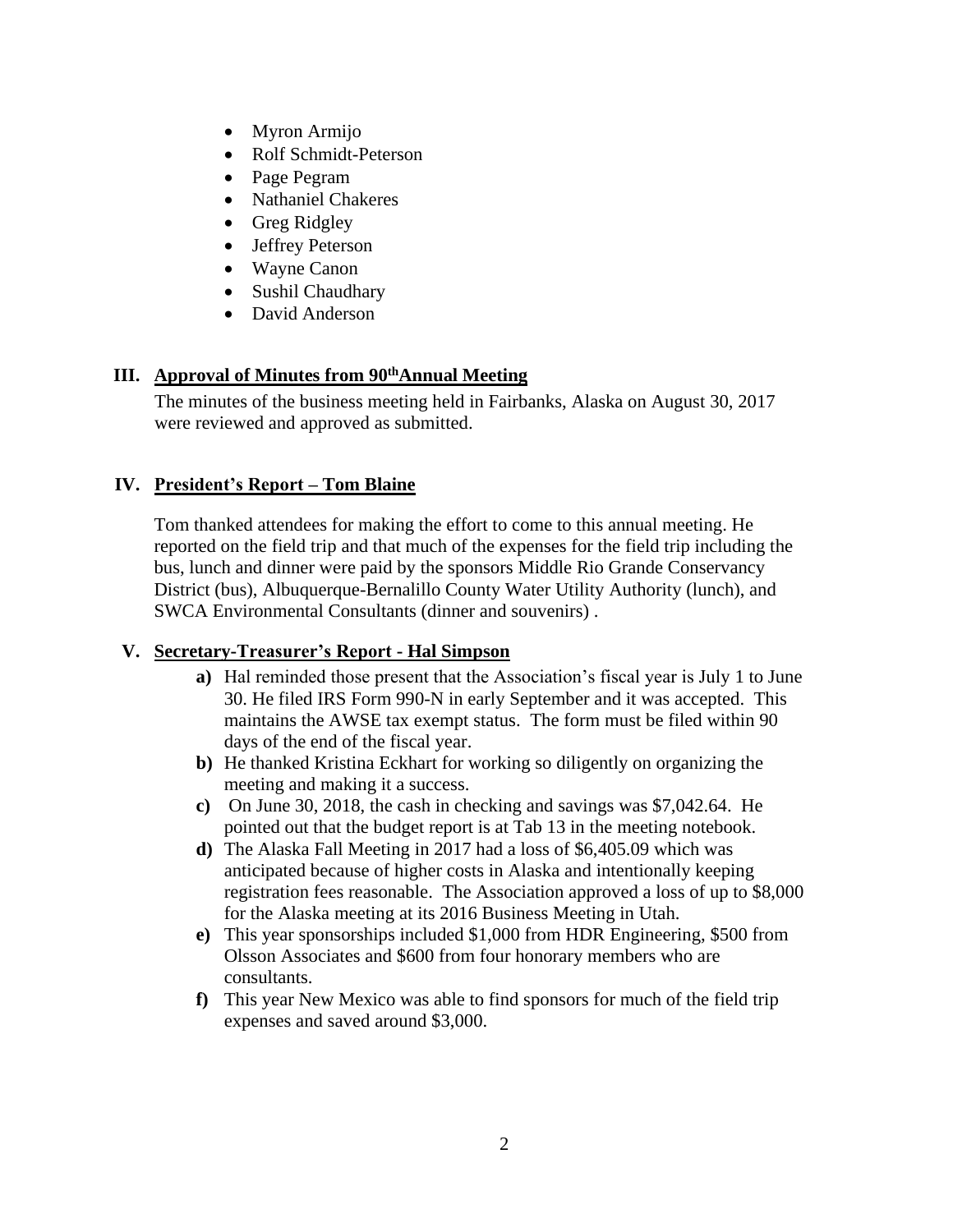- Myron Armijo
- Rolf Schmidt-Peterson
- Page Pegram
- Nathaniel Chakeres
- Greg Ridgley
- Jeffrey Peterson
- Wayne Canon
- Sushil Chaudhary
- David Anderson

## III. Approval of Minutes from 90th Annual Meeting

The minutes of the business meeting held in Fairbanks, Alaska on August 30, 2017 were reviewed and approved as submitted.

## IV. President's Report – Tom Blaine

Tom thanked attendees for making the effort to come to this annual meeting. He reported on the field trip and that much of the expenses for the field trip including the bus, lunch and dinner were paid by the sponsors Middle Rio Grande Conservancy District (bus), Albuquerque-Bernalillo County Water Utility Authority (lunch), and SWCA Environmental Consultants (dinner and souvenirs) .

## V. Secretary-Treasurer's Report - Hal Simpson

**a)** Hal reminded those present that the Association's fiscal year is July 1 to June 30. He filed IRS Form 990-N in early September and it was accepted. This maintains the AWSE tax exempt status. The form must be filed within 90 days of the end of the fiscal year.

**b)** He thanked Kristina Eckhart for working so diligently on organizing the meeting and making it a success.

**c)** On June 30, 2018, the cash in checking and savings was $7,042.64. He pointed out that the budget report is at Tab 13 in the meeting notebook.

**d)** The Alaska Fall Meeting in 2017 had a loss of $6,405.09 which was anticipated because of higher costs in Alaska and intentionally keeping registration fees reasonable. The Association approved a loss of up to $8,000 for the Alaska meeting at its 2016 Business Meeting in Utah.

**e)** This year sponsorships included $1,000 from HDR Engineering, $500 from Olsson Associates and $600 from four honorary members who are consultants.

**f)** This year New Mexico was able to find sponsors for much of the field trip expenses and saved around $3,000.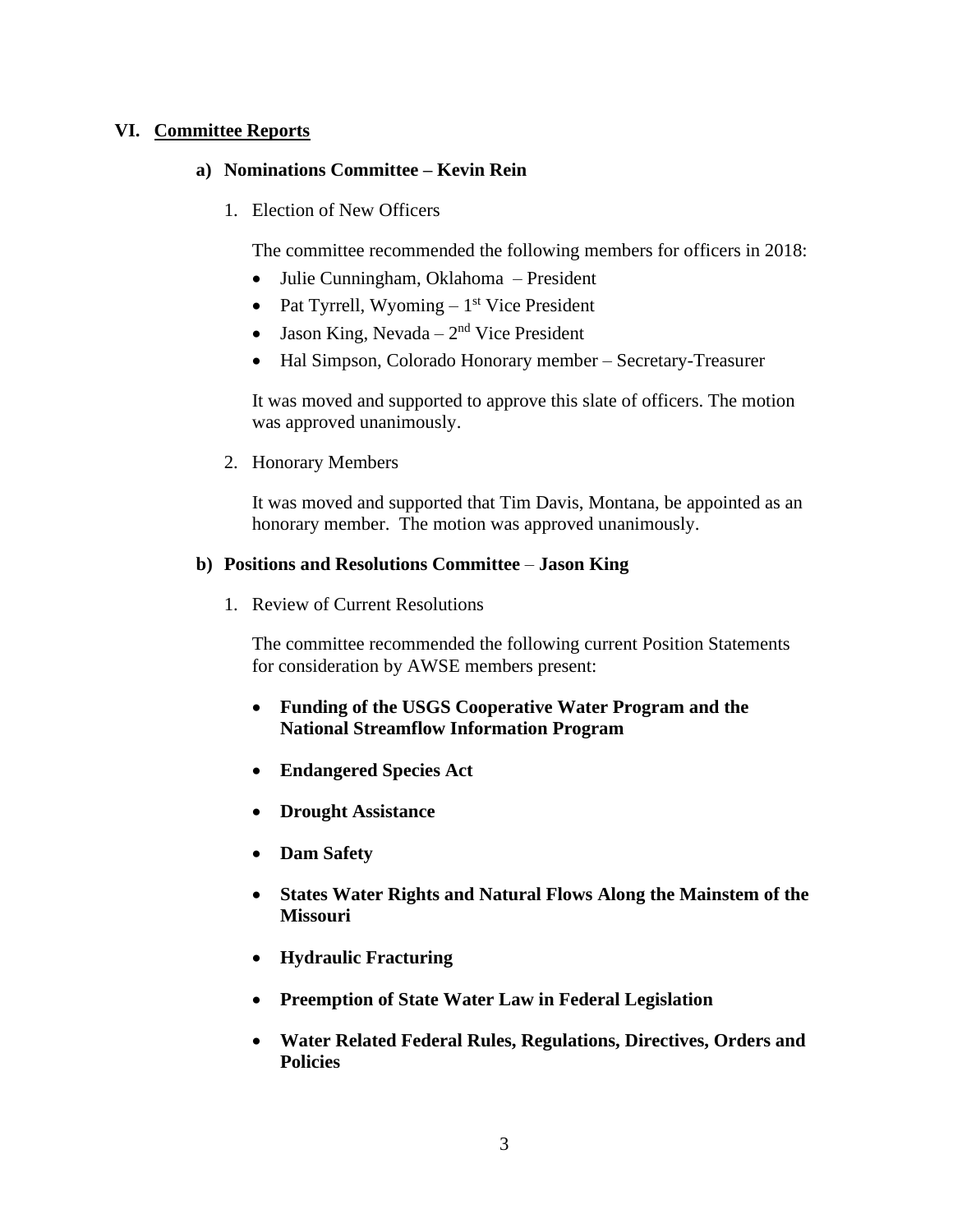## VI. Committee Reports

### a) Nominations Committee – Kevin Rein

1. Election of New Officers

   The committee recommended the following members for officers in 2018:

   - Julie Cunningham, Oklahoma – President
   - Pat Tyrrell, Wyoming – 1st Vice President
   - Jason King, Nevada – 2nd Vice President
   - Hal Simpson, Colorado Honorary member – Secretary-Treasurer

   It was moved and supported to approve this slate of officers. The motion was approved unanimously.

2. Honorary Members

   It was moved and supported that Tim Davis, Montana, be appointed as an honorary member. The motion was approved unanimously.

### b) Positions and Resolutions Committee – Jason King

1. Review of Current Resolutions

   The committee recommended the following current Position Statements for consideration by AWSE members present:

   - **Funding of the USGS Cooperative Water Program and the National Streamflow Information Program**
   - **Endangered Species Act**
   - **Drought Assistance**
   - **Dam Safety**
   - **States Water Rights and Natural Flows Along the Mainstem of the Missouri**
   - **Hydraulic Fracturing**
   - **Preemption of State Water Law in Federal Legislation**
   - **Water Related Federal Rules, Regulations, Directives, Orders and Policies**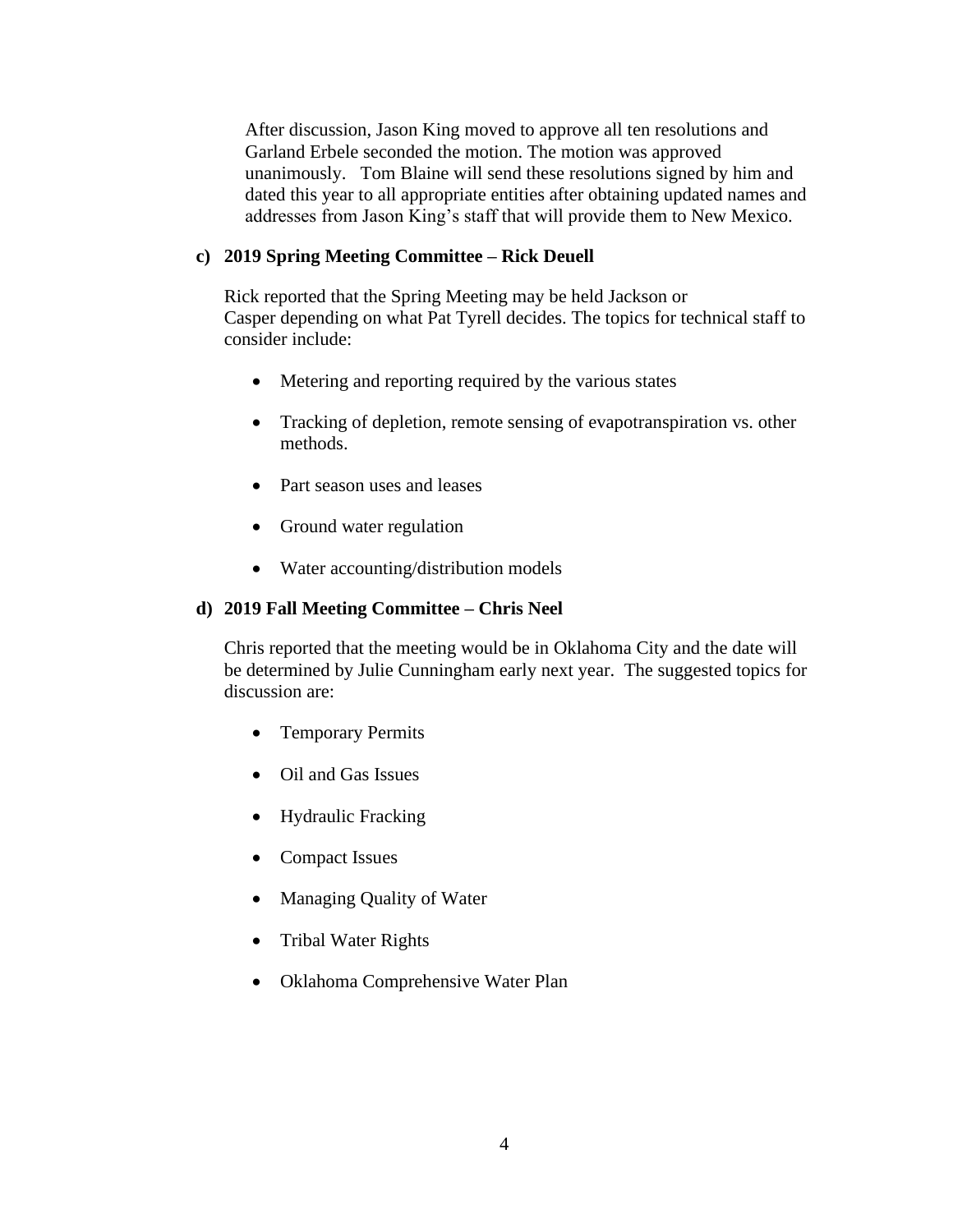After discussion, Jason King moved to approve all ten resolutions and Garland Erbele seconded the motion. The motion was approved unanimously. Tom Blaine will send these resolutions signed by him and dated this year to all appropriate entities after obtaining updated names and addresses from Jason King's staff that will provide them to New Mexico.

**c) 2019 Spring Meeting Committee – Rick Deuell**

Rick reported that the Spring Meeting may be held Jackson or Casper depending on what Pat Tyrell decides. The topics for technical staff to consider include:

- Metering and reporting required by the various states
- Tracking of depletion, remote sensing of evapotranspiration vs. other methods.
- Part season uses and leases
- Ground water regulation
- Water accounting/distribution models

**d) 2019 Fall Meeting Committee – Chris Neel**

Chris reported that the meeting would be in Oklahoma City and the date will be determined by Julie Cunningham early next year. The suggested topics for discussion are:

- Temporary Permits
- Oil and Gas Issues
- Hydraulic Fracking
- Compact Issues
- Managing Quality of Water
- Tribal Water Rights
- Oklahoma Comprehensive Water Plan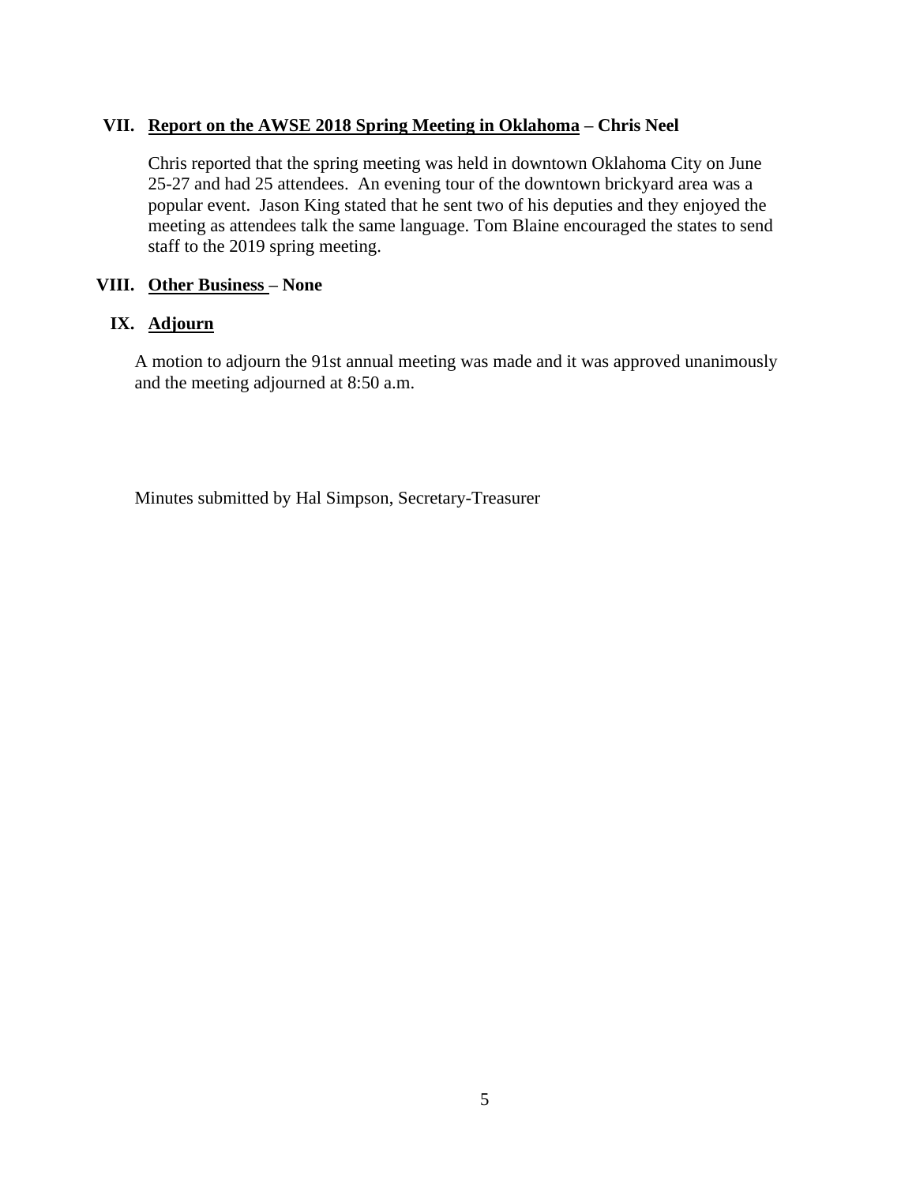## VII. Report on the AWSE 2018 Spring Meeting in Oklahoma – Chris Neel

Chris reported that the spring meeting was held in downtown Oklahoma City on June 25-27 and had 25 attendees. An evening tour of the downtown brickyard area was a popular event. Jason King stated that he sent two of his deputies and they enjoyed the meeting as attendees talk the same language. Tom Blaine encouraged the states to send staff to the 2019 spring meeting.

## VIII. Other Business – None

## IX. Adjourn

A motion to adjourn the 91st annual meeting was made and it was approved unanimously and the meeting adjourned at 8:50 a.m.

Minutes submitted by Hal Simpson, Secretary-Treasurer